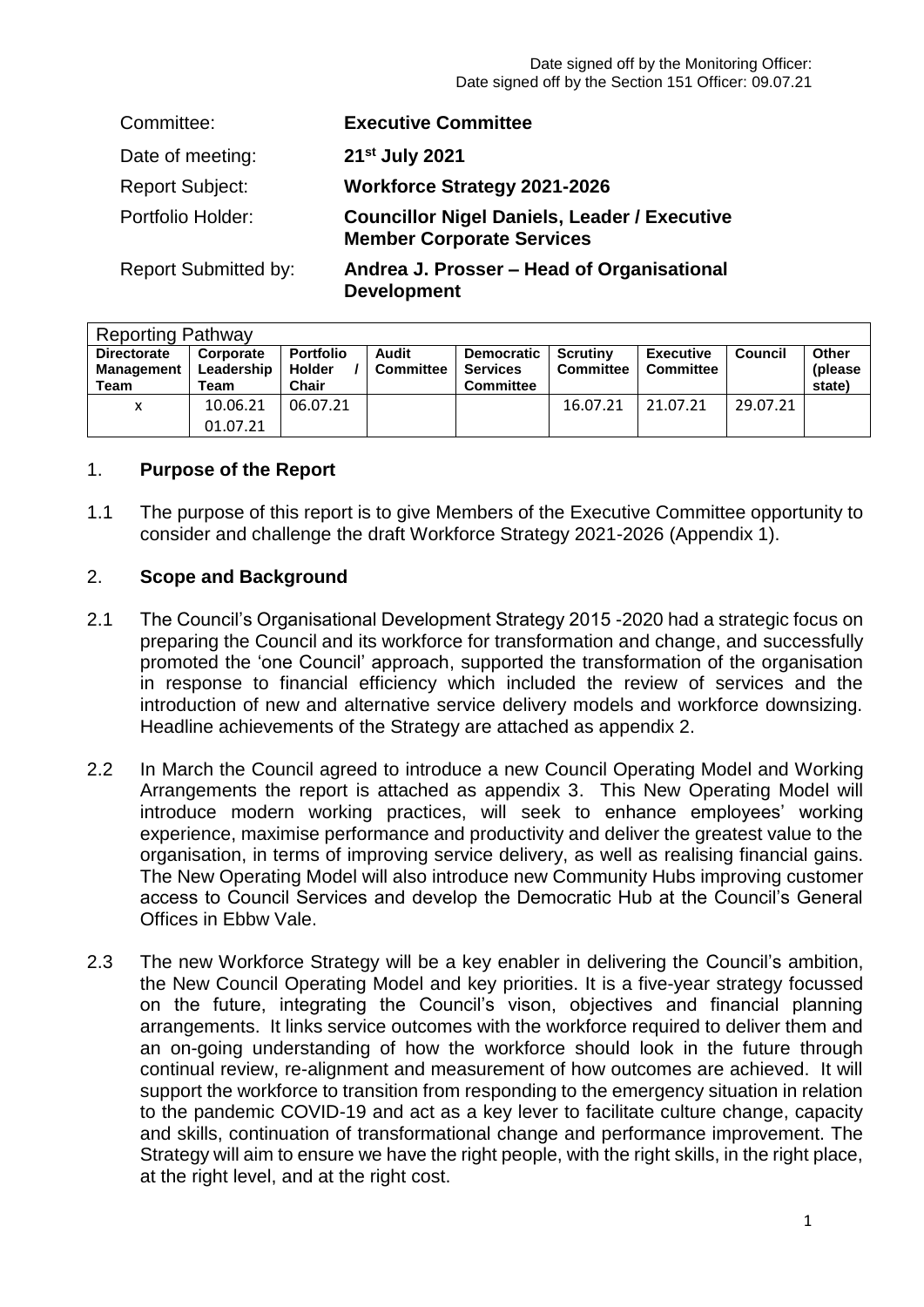Date signed off by the Monitoring Officer:
Date signed off by the Section 151 Officer: 09.07.21

| | |
|---|---|
| Committee: | **Executive Committee** |
| Date of meeting: | **21st July 2021** |
| Report Subject: | **Workforce Strategy 2021-2026** |
| Portfolio Holder: | **Councillor Nigel Daniels, Leader / Executive Member Corporate Services** |
| Report Submitted by: | **Andrea J. Prosser – Head of Organisational Development** |

| Reporting Pathway | | | | | | | | |
|---|---|---|---|---|---|---|---|---|
| **Directorate Management Team** | **Corporate Leadership Team** | **Portfolio Holder / Chair** | **Audit Committee** | **Democratic Services Committee** | **Scrutiny Committee** | **Executive Committee** | **Council** | **Other (please state)** |
| x | 10.06.21<br>01.07.21 | 06.07.21 | | | 16.07.21 | 21.07.21 | 29.07.21 | |

## 1. Purpose of the Report

1.1 The purpose of this report is to give Members of the Executive Committee opportunity to consider and challenge the draft Workforce Strategy 2021-2026 (Appendix 1).

## 2. Scope and Background

2.1 The Council's Organisational Development Strategy 2015 -2020 had a strategic focus on preparing the Council and its workforce for transformation and change, and successfully promoted the 'one Council' approach, supported the transformation of the organisation in response to financial efficiency which included the review of services and the introduction of new and alternative service delivery models and workforce downsizing. Headline achievements of the Strategy are attached as appendix 2.

2.2 In March the Council agreed to introduce a new Council Operating Model and Working Arrangements the report is attached as appendix 3. This New Operating Model will introduce modern working practices, will seek to enhance employees' working experience, maximise performance and productivity and deliver the greatest value to the organisation, in terms of improving service delivery, as well as realising financial gains. The New Operating Model will also introduce new Community Hubs improving customer access to Council Services and develop the Democratic Hub at the Council's General Offices in Ebbw Vale.

2.3 The new Workforce Strategy will be a key enabler in delivering the Council's ambition, the New Council Operating Model and key priorities. It is a five-year strategy focussed on the future, integrating the Council's vison, objectives and financial planning arrangements. It links service outcomes with the workforce required to deliver them and an on-going understanding of how the workforce should look in the future through continual review, re-alignment and measurement of how outcomes are achieved. It will support the workforce to transition from responding to the emergency situation in relation to the pandemic COVID-19 and act as a key lever to facilitate culture change, capacity and skills, continuation of transformational change and performance improvement. The Strategy will aim to ensure we have the right people, with the right skills, in the right place, at the right level, and at the right cost.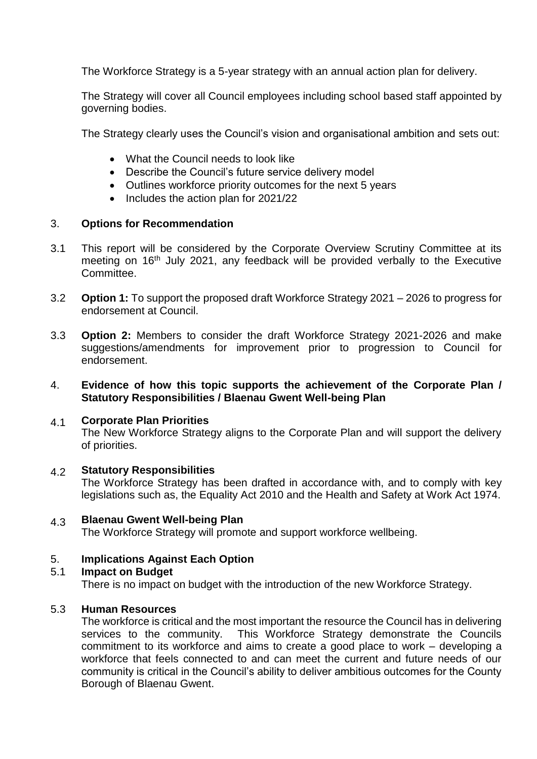The Workforce Strategy is a 5-year strategy with an annual action plan for delivery.

The Strategy will cover all Council employees including school based staff appointed by governing bodies.

The Strategy clearly uses the Council's vision and organisational ambition and sets out:

- What the Council needs to look like
- Describe the Council's future service delivery model
- Outlines workforce priority outcomes for the next 5 years
- Includes the action plan for 2021/22

## 3. Options for Recommendation

3.1 This report will be considered by the Corporate Overview Scrutiny Committee at its meeting on 16th July 2021, any feedback will be provided verbally to the Executive Committee.

3.2 **Option 1:** To support the proposed draft Workforce Strategy 2021 – 2026 to progress for endorsement at Council.

3.3 **Option 2:** Members to consider the draft Workforce Strategy 2021-2026 and make suggestions/amendments for improvement prior to progression to Council for endorsement.

## 4. Evidence of how this topic supports the achievement of the Corporate Plan / Statutory Responsibilities / Blaenau Gwent Well-being Plan

### 4.1 Corporate Plan Priorities

The New Workforce Strategy aligns to the Corporate Plan and will support the delivery of priorities.

### 4.2 Statutory Responsibilities

The Workforce Strategy has been drafted in accordance with, and to comply with key legislations such as, the Equality Act 2010 and the Health and Safety at Work Act 1974.

### 4.3 Blaenau Gwent Well-being Plan

The Workforce Strategy will promote and support workforce wellbeing.

## 5. Implications Against Each Option

### 5.1 Impact on Budget

There is no impact on budget with the introduction of the new Workforce Strategy.

### 5.3 Human Resources

The workforce is critical and the most important the resource the Council has in delivering services to the community. This Workforce Strategy demonstrate the Councils commitment to its workforce and aims to create a good place to work – developing a workforce that feels connected to and can meet the current and future needs of our community is critical in the Council's ability to deliver ambitious outcomes for the County Borough of Blaenau Gwent.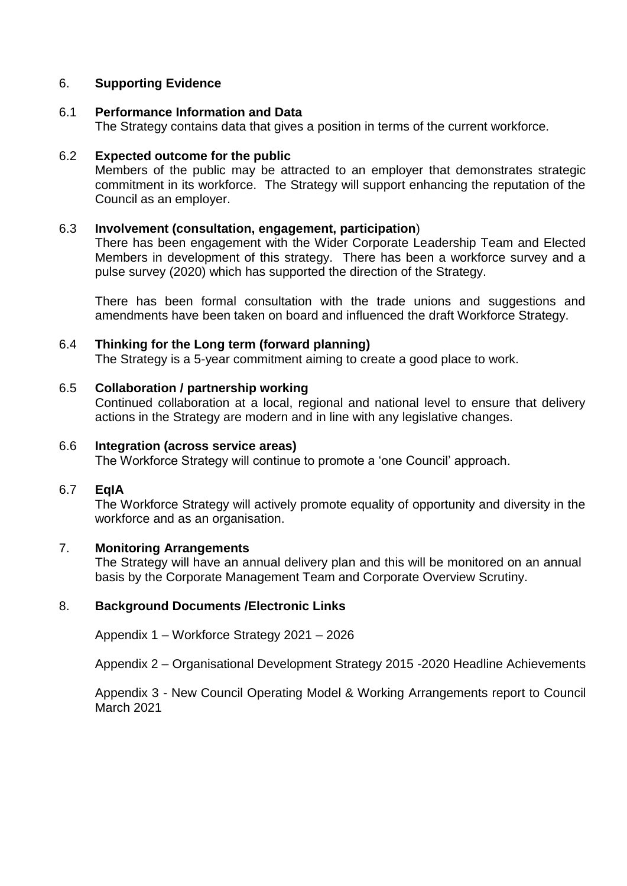## 6. Supporting Evidence

### 6.1 Performance Information and Data

The Strategy contains data that gives a position in terms of the current workforce.

### 6.2 Expected outcome for the public

Members of the public may be attracted to an employer that demonstrates strategic commitment in its workforce. The Strategy will support enhancing the reputation of the Council as an employer.

### 6.3 Involvement (consultation, engagement, participation)

There has been engagement with the Wider Corporate Leadership Team and Elected Members in development of this strategy. There has been a workforce survey and a pulse survey (2020) which has supported the direction of the Strategy.

There has been formal consultation with the trade unions and suggestions and amendments have been taken on board and influenced the draft Workforce Strategy.

### 6.4 Thinking for the Long term (forward planning)

The Strategy is a 5-year commitment aiming to create a good place to work.

### 6.5 Collaboration / partnership working

Continued collaboration at a local, regional and national level to ensure that delivery actions in the Strategy are modern and in line with any legislative changes.

### 6.6 Integration (across service areas)

The Workforce Strategy will continue to promote a 'one Council' approach.

### 6.7 EqIA

The Workforce Strategy will actively promote equality of opportunity and diversity in the workforce and as an organisation.

## 7. Monitoring Arrangements

The Strategy will have an annual delivery plan and this will be monitored on an annual basis by the Corporate Management Team and Corporate Overview Scrutiny.

## 8. Background Documents /Electronic Links

Appendix 1 – Workforce Strategy 2021 – 2026

Appendix 2 – Organisational Development Strategy 2015 -2020 Headline Achievements

Appendix 3 - New Council Operating Model & Working Arrangements report to Council March 2021